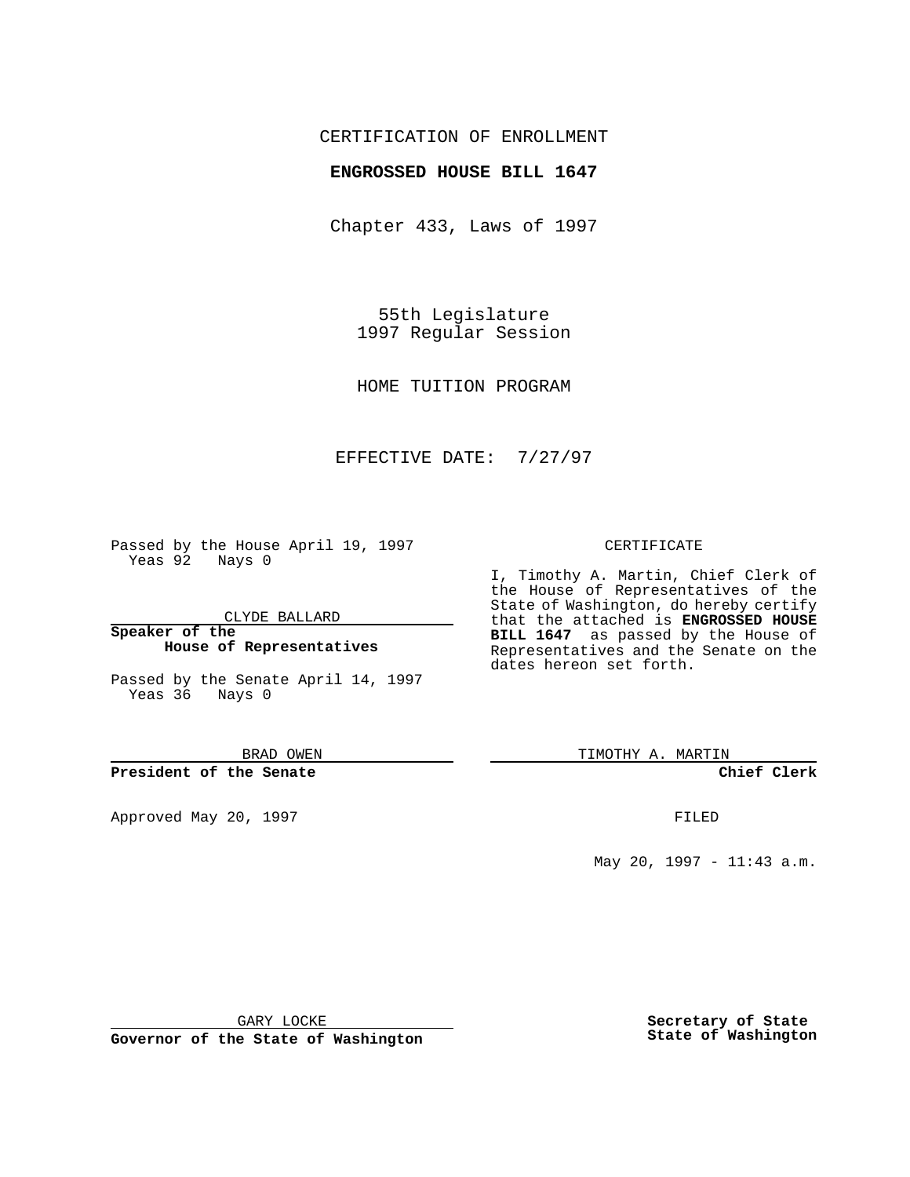CERTIFICATION OF ENROLLMENT

**ENGROSSED HOUSE BILL 1647**

Chapter 433, Laws of 1997

55th Legislature
1997 Regular Session

HOME TUITION PROGRAM

EFFECTIVE DATE: 7/27/97

Passed by the House April 19, 1997
Yeas 92 Nays 0

CLYDE BALLARD

**Speaker of the House of Representatives**

Passed by the Senate April 14, 1997
Yeas 36 Nays 0

BRAD OWEN

**President of the Senate**

Approved May 20, 1997

GARY LOCKE

**Governor of the State of Washington**

CERTIFICATE

I, Timothy A. Martin, Chief Clerk of the House of Representatives of the State of Washington, do hereby certify that the attached is **ENGROSSED HOUSE BILL 1647** as passed by the House of Representatives and the Senate on the dates hereon set forth.

TIMOTHY A. MARTIN

**Chief Clerk**

FILED

May 20, 1997 - 11:43 a.m.

**Secretary of State**
**State of Washington**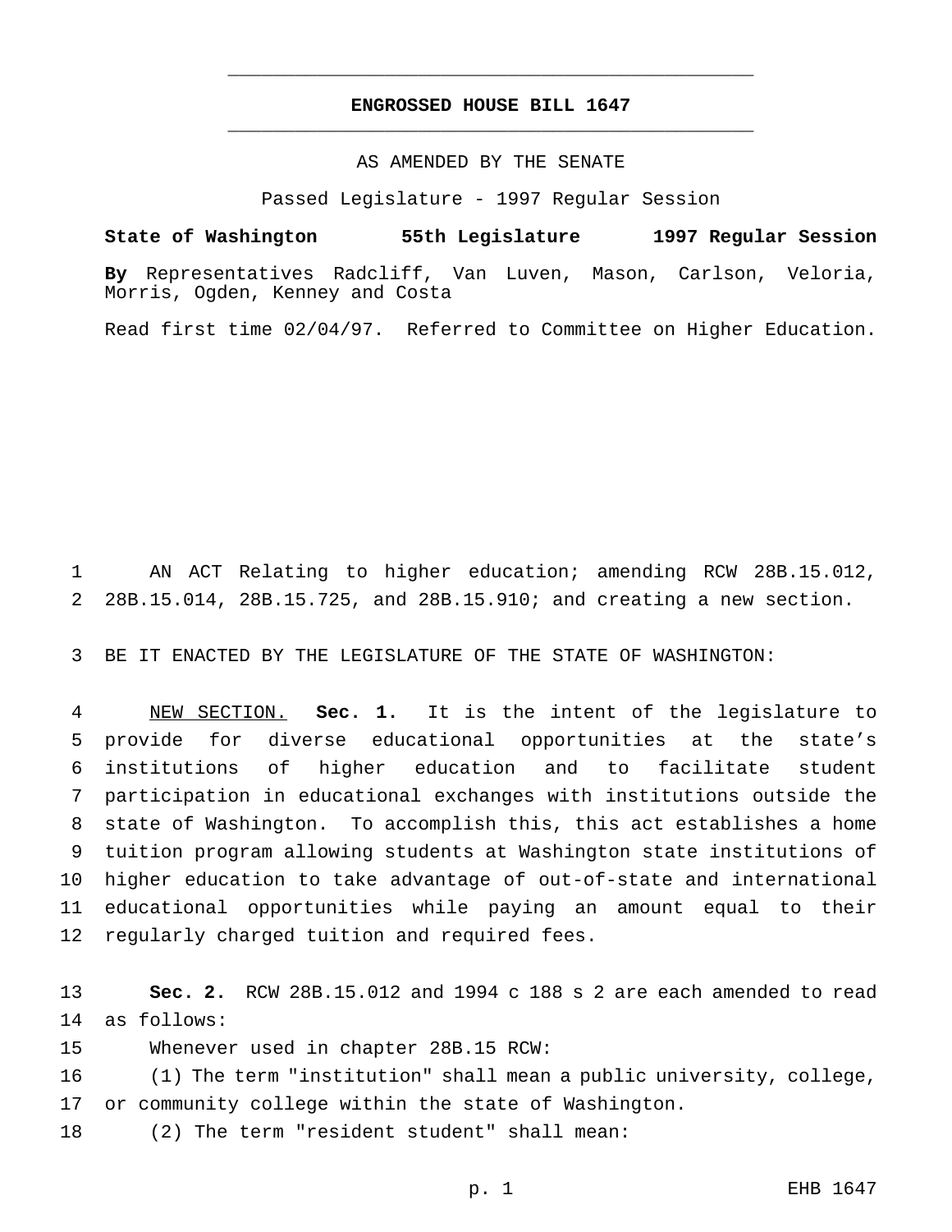# ENGROSSED HOUSE BILL 1647

AS AMENDED BY THE SENATE

Passed Legislature - 1997 Regular Session

**State of Washington 55th Legislature 1997 Regular Session**

**By** Representatives Radcliff, Van Luven, Mason, Carlson, Veloria, Morris, Ogden, Kenney and Costa

Read first time 02/04/97. Referred to Committee on Higher Education.

AN ACT Relating to higher education; amending RCW 28B.15.012, 28B.15.014, 28B.15.725, and 28B.15.910; and creating a new section.

BE IT ENACTED BY THE LEGISLATURE OF THE STATE OF WASHINGTON:

NEW SECTION. **Sec. 1.** It is the intent of the legislature to provide for diverse educational opportunities at the state's institutions of higher education and to facilitate student participation in educational exchanges with institutions outside the state of Washington. To accomplish this, this act establishes a home tuition program allowing students at Washington state institutions of higher education to take advantage of out-of-state and international educational opportunities while paying an amount equal to their regularly charged tuition and required fees.

**Sec. 2.** RCW 28B.15.012 and 1994 c 188 s 2 are each amended to read as follows:

Whenever used in chapter 28B.15 RCW:

(1) The term "institution" shall mean a public university, college, or community college within the state of Washington.

(2) The term "resident student" shall mean: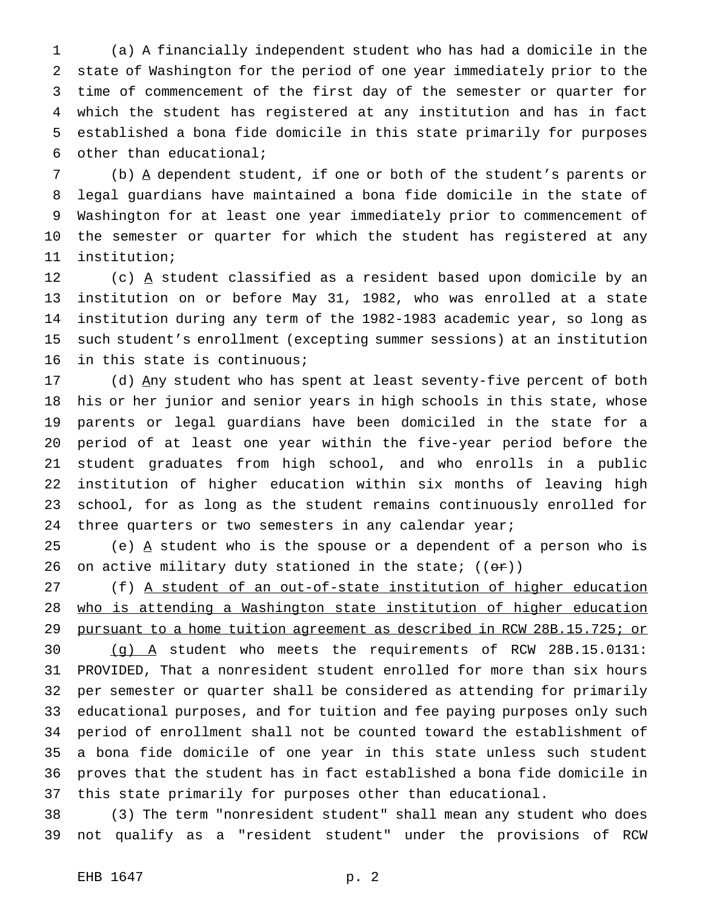(a) A financially independent student who has had a domicile in the state of Washington for the period of one year immediately prior to the time of commencement of the first day of the semester or quarter for which the student has registered at any institution and has in fact established a bona fide domicile in this state primarily for purposes other than educational;

(b) A dependent student, if one or both of the student's parents or legal guardians have maintained a bona fide domicile in the state of Washington for at least one year immediately prior to commencement of the semester or quarter for which the student has registered at any institution;

(c) A student classified as a resident based upon domicile by an institution on or before May 31, 1982, who was enrolled at a state institution during any term of the 1982-1983 academic year, so long as such student's enrollment (excepting summer sessions) at an institution in this state is continuous;

(d) Any student who has spent at least seventy-five percent of both his or her junior and senior years in high schools in this state, whose parents or legal guardians have been domiciled in the state for a period of at least one year within the five-year period before the student graduates from high school, and who enrolls in a public institution of higher education within six months of leaving high school, for as long as the student remains continuously enrolled for three quarters or two semesters in any calendar year;

(e) A student who is the spouse or a dependent of a person who is on active military duty stationed in the state; ((~~or~~))

(f) A student of an out-of-state institution of higher education who is attending a Washington state institution of higher education pursuant to a home tuition agreement as described in RCW 28B.15.725; or

(g) A student who meets the requirements of RCW 28B.15.0131: PROVIDED, That a nonresident student enrolled for more than six hours per semester or quarter shall be considered as attending for primarily educational purposes, and for tuition and fee paying purposes only such period of enrollment shall not be counted toward the establishment of a bona fide domicile of one year in this state unless such student proves that the student has in fact established a bona fide domicile in this state primarily for purposes other than educational.

(3) The term "nonresident student" shall mean any student who does not qualify as a "resident student" under the provisions of RCW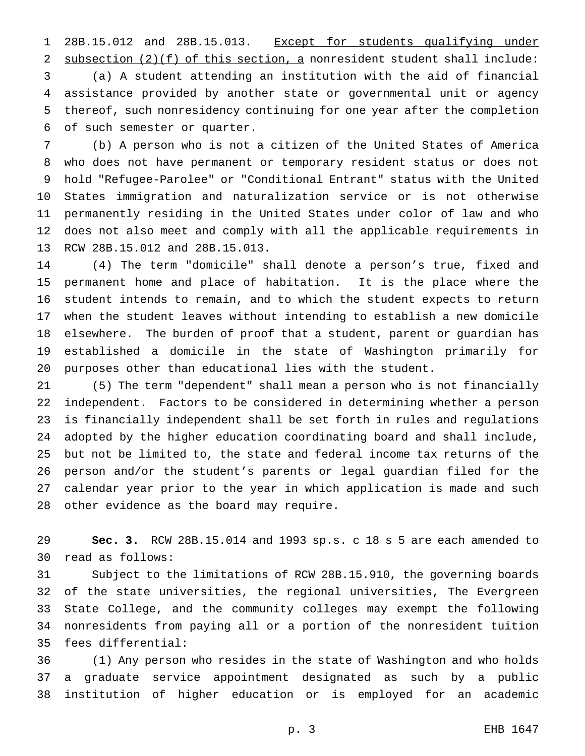28B.15.012 and 28B.15.013. Except for students qualifying under subsection (2)(f) of this section, a nonresident student shall include:

(a) A student attending an institution with the aid of financial assistance provided by another state or governmental unit or agency thereof, such nonresidency continuing for one year after the completion of such semester or quarter.

(b) A person who is not a citizen of the United States of America who does not have permanent or temporary resident status or does not hold "Refugee-Parolee" or "Conditional Entrant" status with the United States immigration and naturalization service or is not otherwise permanently residing in the United States under color of law and who does not also meet and comply with all the applicable requirements in RCW 28B.15.012 and 28B.15.013.

(4) The term "domicile" shall denote a person's true, fixed and permanent home and place of habitation. It is the place where the student intends to remain, and to which the student expects to return when the student leaves without intending to establish a new domicile elsewhere. The burden of proof that a student, parent or guardian has established a domicile in the state of Washington primarily for purposes other than educational lies with the student.

(5) The term "dependent" shall mean a person who is not financially independent. Factors to be considered in determining whether a person is financially independent shall be set forth in rules and regulations adopted by the higher education coordinating board and shall include, but not be limited to, the state and federal income tax returns of the person and/or the student's parents or legal guardian filed for the calendar year prior to the year in which application is made and such other evidence as the board may require.

**Sec. 3.** RCW 28B.15.014 and 1993 sp.s. c 18 s 5 are each amended to read as follows:

Subject to the limitations of RCW 28B.15.910, the governing boards of the state universities, the regional universities, The Evergreen State College, and the community colleges may exempt the following nonresidents from paying all or a portion of the nonresident tuition fees differential:

(1) Any person who resides in the state of Washington and who holds a graduate service appointment designated as such by a public institution of higher education or is employed for an academic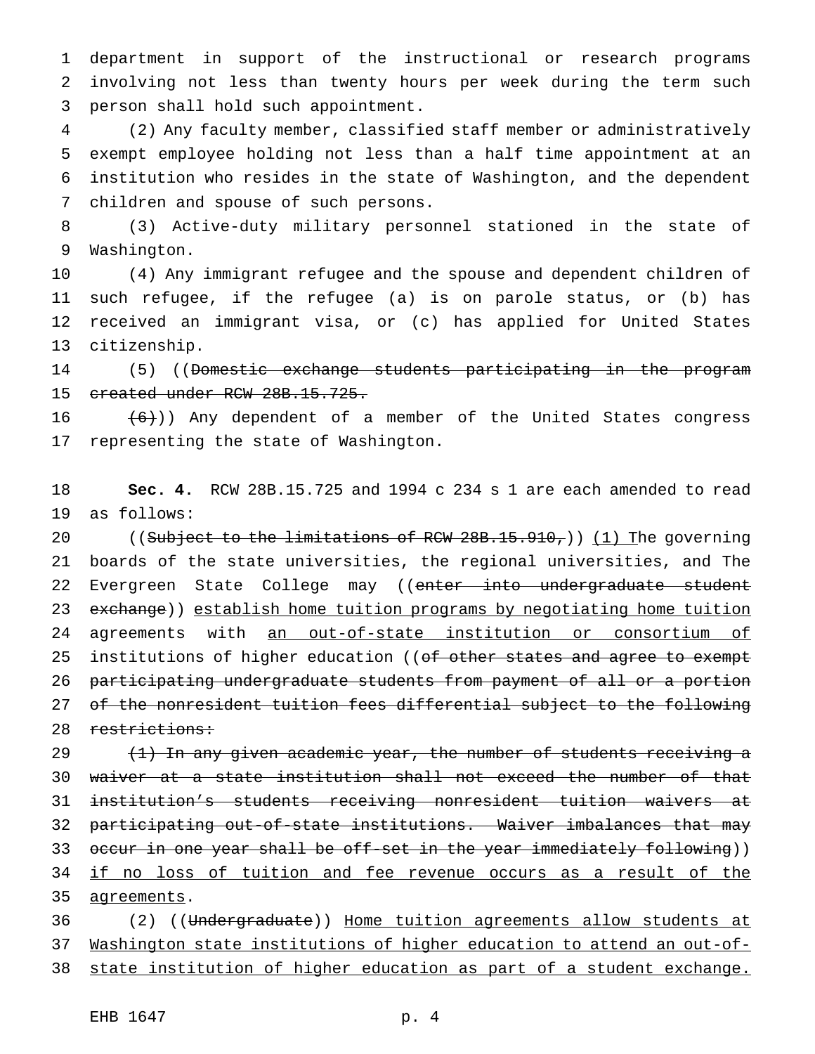department in support of the instructional or research programs involving not less than twenty hours per week during the term such person shall hold such appointment.

(2) Any faculty member, classified staff member or administratively exempt employee holding not less than a half time appointment at an institution who resides in the state of Washington, and the dependent children and spouse of such persons.

(3) Active-duty military personnel stationed in the state of Washington.

(4) Any immigrant refugee and the spouse and dependent children of such refugee, if the refugee (a) is on parole status, or (b) has received an immigrant visa, or (c) has applied for United States citizenship.

(5) ((~~Domestic exchange students participating in the program created under RCW 28B.15.725.~~

~~(6)~~)) Any dependent of a member of the United States congress representing the state of Washington.

**Sec. 4.** RCW 28B.15.725 and 1994 c 234 s 1 are each amended to read as follows:

((~~Subject to the limitations of RCW 28B.15.910,~~)) <u>(1) T</u>he governing boards of the state universities, the regional universities, and The Evergreen State College may ((~~enter into undergraduate student exchange~~)) <u>establish home tuition programs by negotiating home tuition</u> agreements with <u>an out-of-state institution or consortium of</u> institutions of higher education ((~~of other states and agree to exempt participating undergraduate students from payment of all or a portion of the nonresident tuition fees differential subject to the following restrictions:~~

~~(1) In any given academic year, the number of students receiving a waiver at a state institution shall not exceed the number of that institution's students receiving nonresident tuition waivers at participating out-of-state institutions. Waiver imbalances that may occur in one year shall be off-set in the year immediately following~~)) <u>if no loss of tuition and fee revenue occurs as a result of the agreements</u>.

(2) ((~~Undergraduate~~)) <u>Home tuition agreements allow students at Washington state institutions of higher education to attend an out-of-state institution of higher education as part of a student exchange.</u>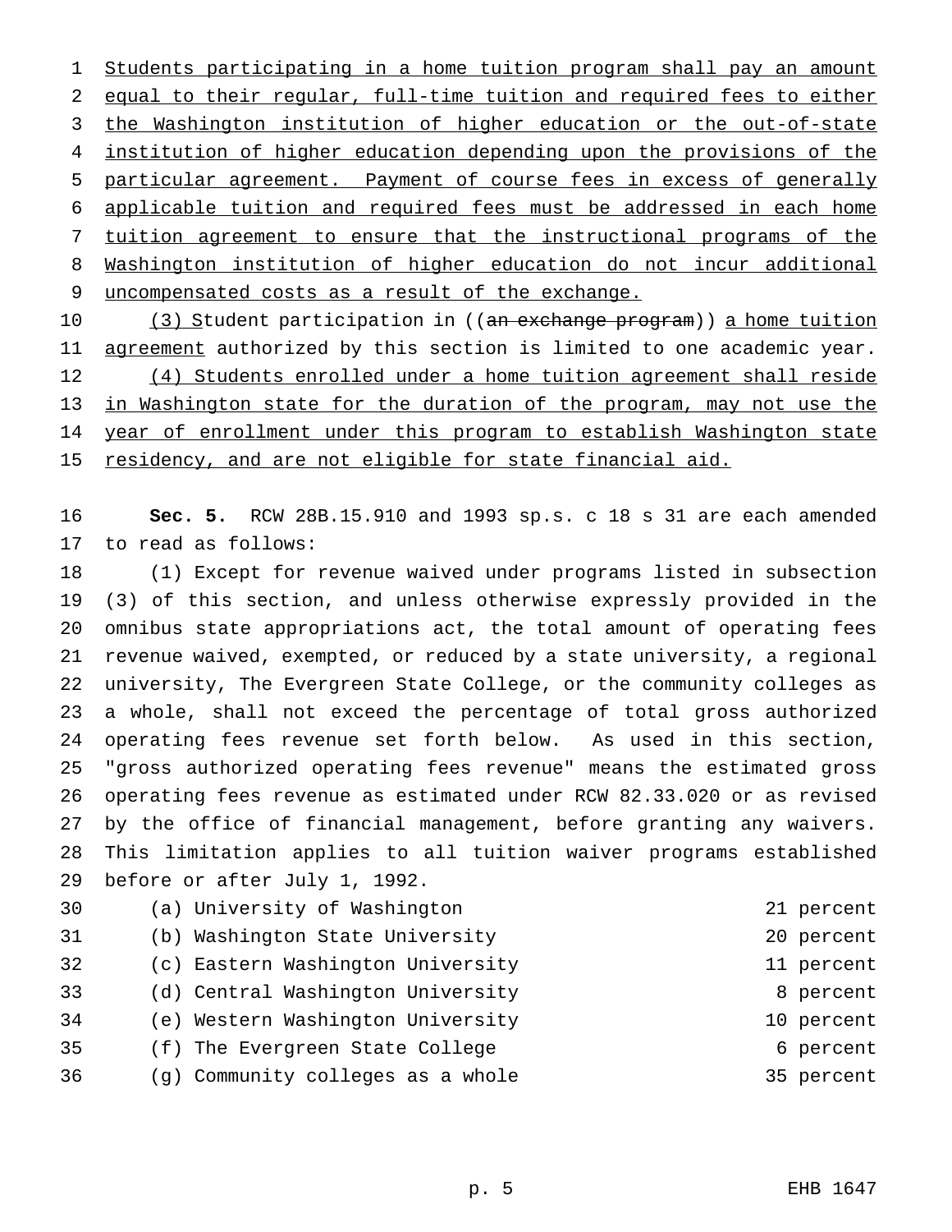Students participating in a home tuition program shall pay an amount equal to their regular, full-time tuition and required fees to either the Washington institution of higher education or the out-of-state institution of higher education depending upon the provisions of the particular agreement. Payment of course fees in excess of generally applicable tuition and required fees must be addressed in each home tuition agreement to ensure that the instructional programs of the Washington institution of higher education do not incur additional uncompensated costs as a result of the exchange.

(3) Student participation in ((~~an exchange program~~)) a home tuition agreement authorized by this section is limited to one academic year.

(4) Students enrolled under a home tuition agreement shall reside in Washington state for the duration of the program, may not use the year of enrollment under this program to establish Washington state residency, and are not eligible for state financial aid.

**Sec. 5.** RCW 28B.15.910 and 1993 sp.s. c 18 s 31 are each amended to read as follows:

(1) Except for revenue waived under programs listed in subsection (3) of this section, and unless otherwise expressly provided in the omnibus state appropriations act, the total amount of operating fees revenue waived, exempted, or reduced by a state university, a regional university, The Evergreen State College, or the community colleges as a whole, shall not exceed the percentage of total gross authorized operating fees revenue set forth below. As used in this section, "gross authorized operating fees revenue" means the estimated gross operating fees revenue as estimated under RCW 82.33.020 or as revised by the office of financial management, before granting any waivers. This limitation applies to all tuition waiver programs established before or after July 1, 1992.

| | |
|---|---|
| (a) University of Washington | 21 percent |
| (b) Washington State University | 20 percent |
| (c) Eastern Washington University | 11 percent |
| (d) Central Washington University | 8 percent |
| (e) Western Washington University | 10 percent |
| (f) The Evergreen State College | 6 percent |
| (g) Community colleges as a whole | 35 percent |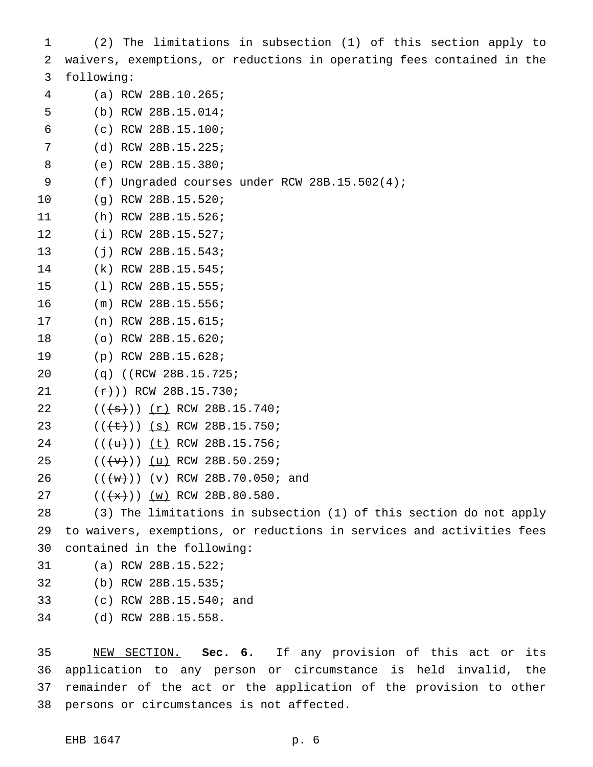(2) The limitations in subsection (1) of this section apply to waivers, exemptions, or reductions in operating fees contained in the following:

(a) RCW 28B.10.265;

(b) RCW 28B.15.014;

(c) RCW 28B.15.100;

(d) RCW 28B.15.225;

(e) RCW 28B.15.380;

(f) Ungraded courses under RCW 28B.15.502(4);

(g) RCW 28B.15.520;

(h) RCW 28B.15.526;

(i) RCW 28B.15.527;

(j) RCW 28B.15.543;

(k) RCW 28B.15.545;

(l) RCW 28B.15.555;

(m) RCW 28B.15.556;

(n) RCW 28B.15.615;

(o) RCW 28B.15.620;

(p) RCW 28B.15.628;

(q) ((~~RCW 28B.15.725;~~

~~(r)~~)) RCW 28B.15.730;

((~~(s)~~)) <u>(r)</u> RCW 28B.15.740;

((~~(t)~~)) <u>(s)</u> RCW 28B.15.750;

((~~(u)~~)) <u>(t)</u> RCW 28B.15.756;

((~~(v)~~)) <u>(u)</u> RCW 28B.50.259;

((~~(w)~~)) <u>(v)</u> RCW 28B.70.050; and

((~~(x)~~)) <u>(w)</u> RCW 28B.80.580.

(3) The limitations in subsection (1) of this section do not apply to waivers, exemptions, or reductions in services and activities fees contained in the following:

(a) RCW 28B.15.522;

(b) RCW 28B.15.535;

(c) RCW 28B.15.540; and

(d) RCW 28B.15.558.

<u>NEW SECTION.</u> **Sec. 6.** If any provision of this act or its application to any person or circumstance is held invalid, the remainder of the act or the application of the provision to other persons or circumstances is not affected.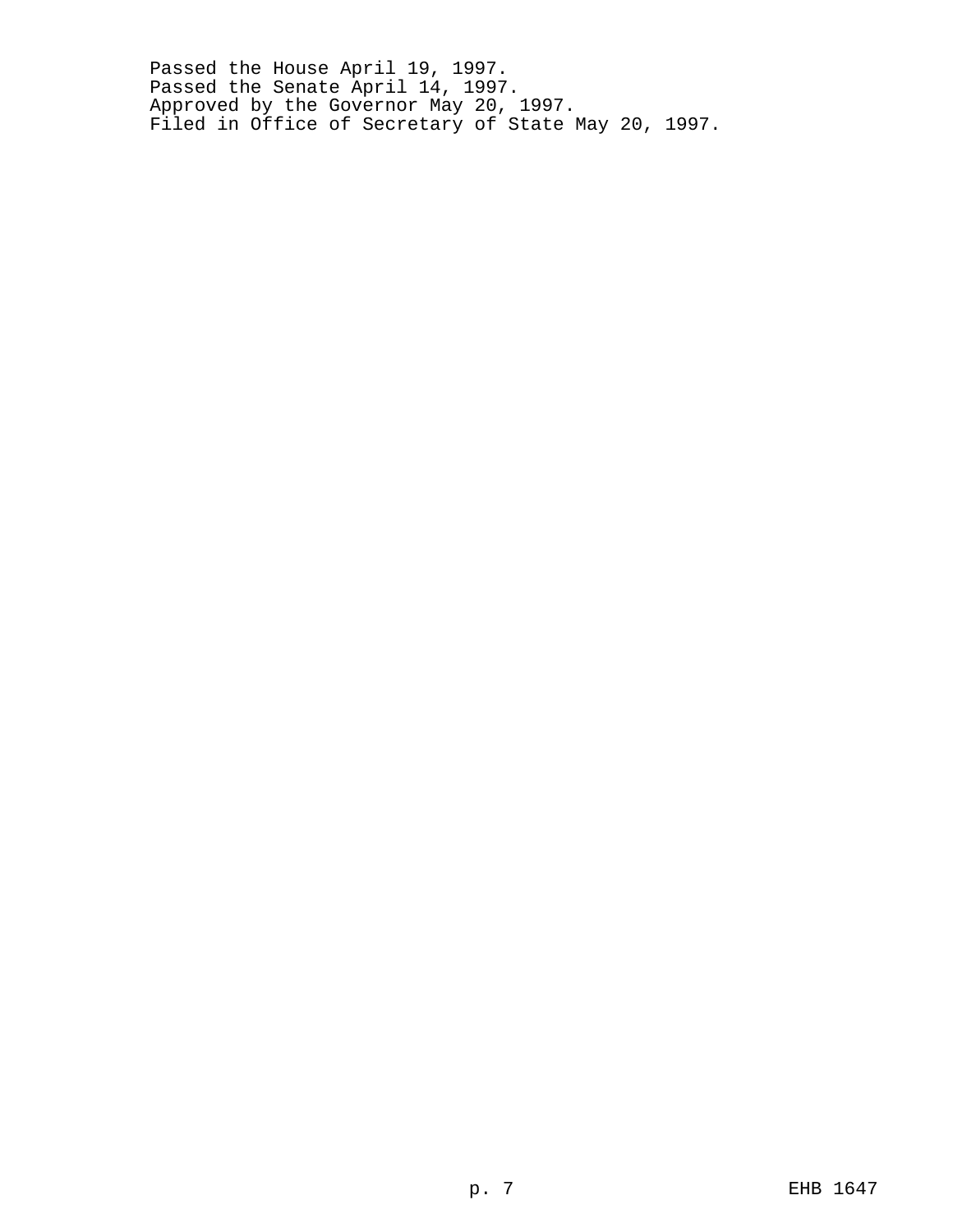Passed the House April 19, 1997.
Passed the Senate April 14, 1997.
Approved by the Governor May 20, 1997.
Filed in Office of Secretary of State May 20, 1997.